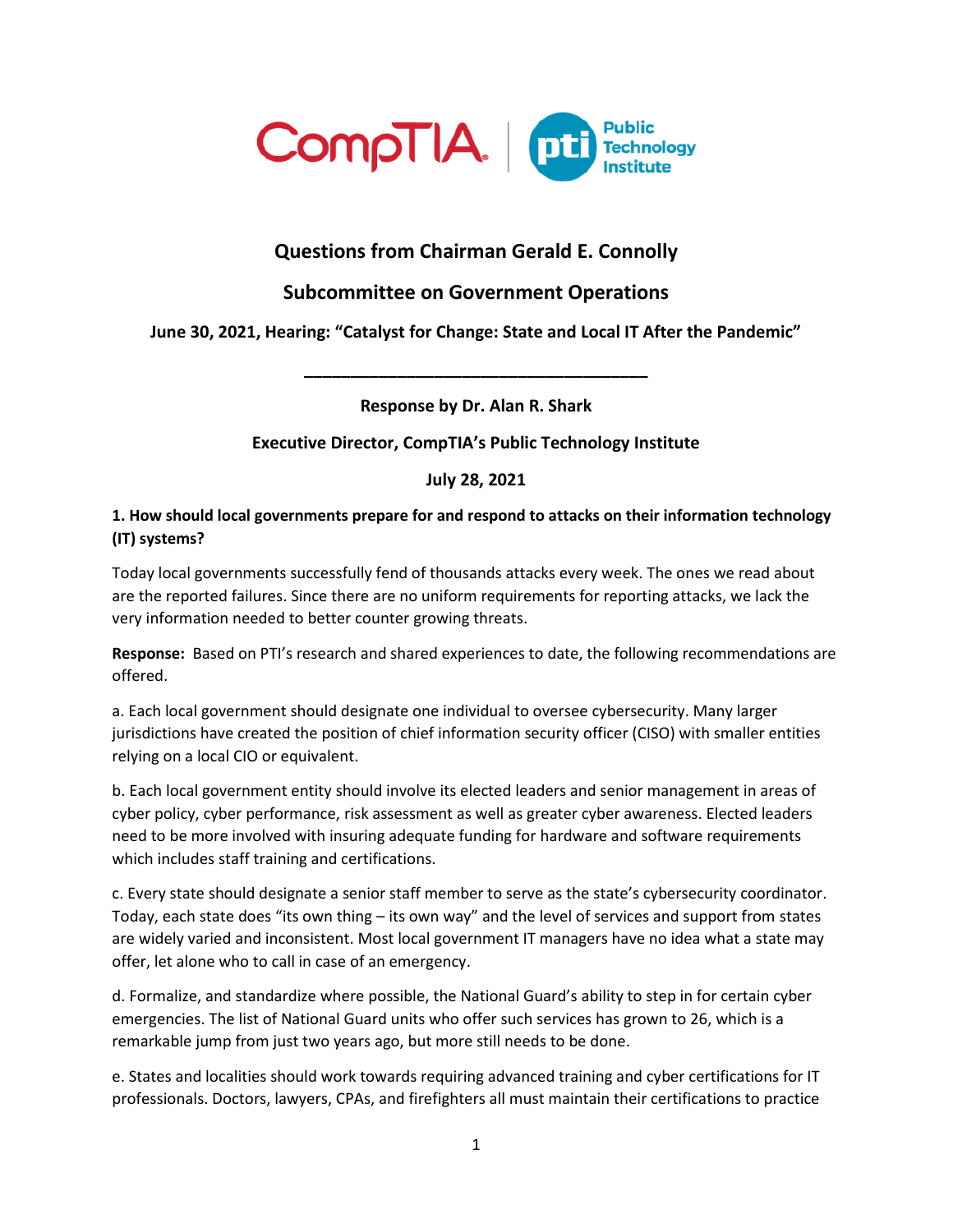# Questions from Chairman Gerald E. Connolly

## Subcommittee on Government Operations

### June 30, 2021, Hearing: "Catalyst for Change: State and Local IT After the Pandemic"

---

**Response by Dr. Alan R. Shark**

**Executive Director, CompTIA's Public Technology Institute**

**July 28, 2021**

**1. How should local governments prepare for and respond to attacks on their information technology (IT) systems?**

Today local governments successfully fend of thousands attacks every week. The ones we read about are the reported failures. Since there are no uniform requirements for reporting attacks, we lack the very information needed to better counter growing threats.

**Response:** Based on PTI's research and shared experiences to date, the following recommendations are offered.

a. Each local government should designate one individual to oversee cybersecurity. Many larger jurisdictions have created the position of chief information security officer (CISO) with smaller entities relying on a local CIO or equivalent.

b. Each local government entity should involve its elected leaders and senior management in areas of cyber policy, cyber performance, risk assessment as well as greater cyber awareness. Elected leaders need to be more involved with insuring adequate funding for hardware and software requirements which includes staff training and certifications.

c. Every state should designate a senior staff member to serve as the state's cybersecurity coordinator. Today, each state does "its own thing – its own way" and the level of services and support from states are widely varied and inconsistent. Most local government IT managers have no idea what a state may offer, let alone who to call in case of an emergency.

d. Formalize, and standardize where possible, the National Guard's ability to step in for certain cyber emergencies. The list of National Guard units who offer such services has grown to 26, which is a remarkable jump from just two years ago, but more still needs to be done.

e. States and localities should work towards requiring advanced training and cyber certifications for IT professionals. Doctors, lawyers, CPAs, and firefighters all must maintain their certifications to practice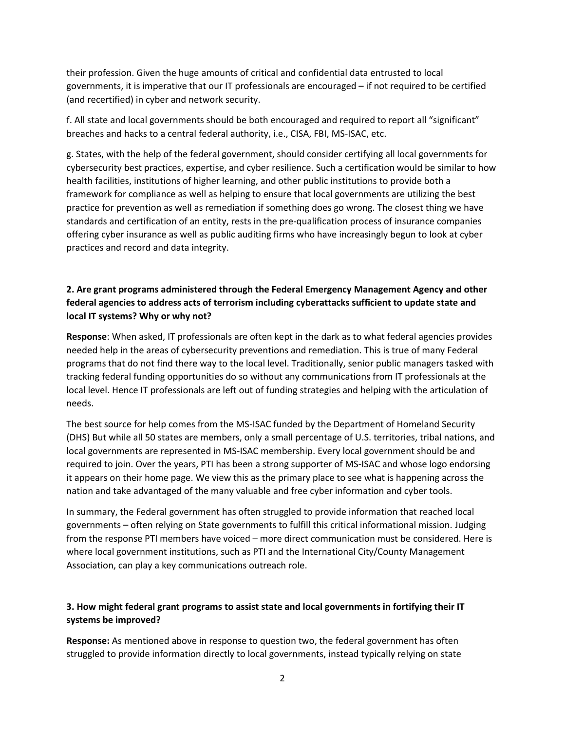their profession. Given the huge amounts of critical and confidential data entrusted to local governments, it is imperative that our IT professionals are encouraged – if not required to be certified (and recertified) in cyber and network security.

f. All state and local governments should be both encouraged and required to report all "significant" breaches and hacks to a central federal authority, i.e., CISA, FBI, MS-ISAC, etc.

g. States, with the help of the federal government, should consider certifying all local governments for cybersecurity best practices, expertise, and cyber resilience. Such a certification would be similar to how health facilities, institutions of higher learning, and other public institutions to provide both a framework for compliance as well as helping to ensure that local governments are utilizing the best practice for prevention as well as remediation if something does go wrong. The closest thing we have standards and certification of an entity, rests in the pre-qualification process of insurance companies offering cyber insurance as well as public auditing firms who have increasingly begun to look at cyber practices and record and data integrity.

**2. Are grant programs administered through the Federal Emergency Management Agency and other federal agencies to address acts of terrorism including cyberattacks sufficient to update state and local IT systems? Why or why not?**

**Response**: When asked, IT professionals are often kept in the dark as to what federal agencies provides needed help in the areas of cybersecurity preventions and remediation. This is true of many Federal programs that do not find there way to the local level. Traditionally, senior public managers tasked with tracking federal funding opportunities do so without any communications from IT professionals at the local level. Hence IT professionals are left out of funding strategies and helping with the articulation of needs.

The best source for help comes from the MS-ISAC funded by the Department of Homeland Security (DHS) But while all 50 states are members, only a small percentage of U.S. territories, tribal nations, and local governments are represented in MS-ISAC membership. Every local government should be and required to join. Over the years, PTI has been a strong supporter of MS-ISAC and whose logo endorsing it appears on their home page. We view this as the primary place to see what is happening across the nation and take advantaged of the many valuable and free cyber information and cyber tools.

In summary, the Federal government has often struggled to provide information that reached local governments – often relying on State governments to fulfill this critical informational mission. Judging from the response PTI members have voiced – more direct communication must be considered. Here is where local government institutions, such as PTI and the International City/County Management Association, can play a key communications outreach role.

**3. How might federal grant programs to assist state and local governments in fortifying their IT systems be improved?**

**Response:** As mentioned above in response to question two, the federal government has often struggled to provide information directly to local governments, instead typically relying on state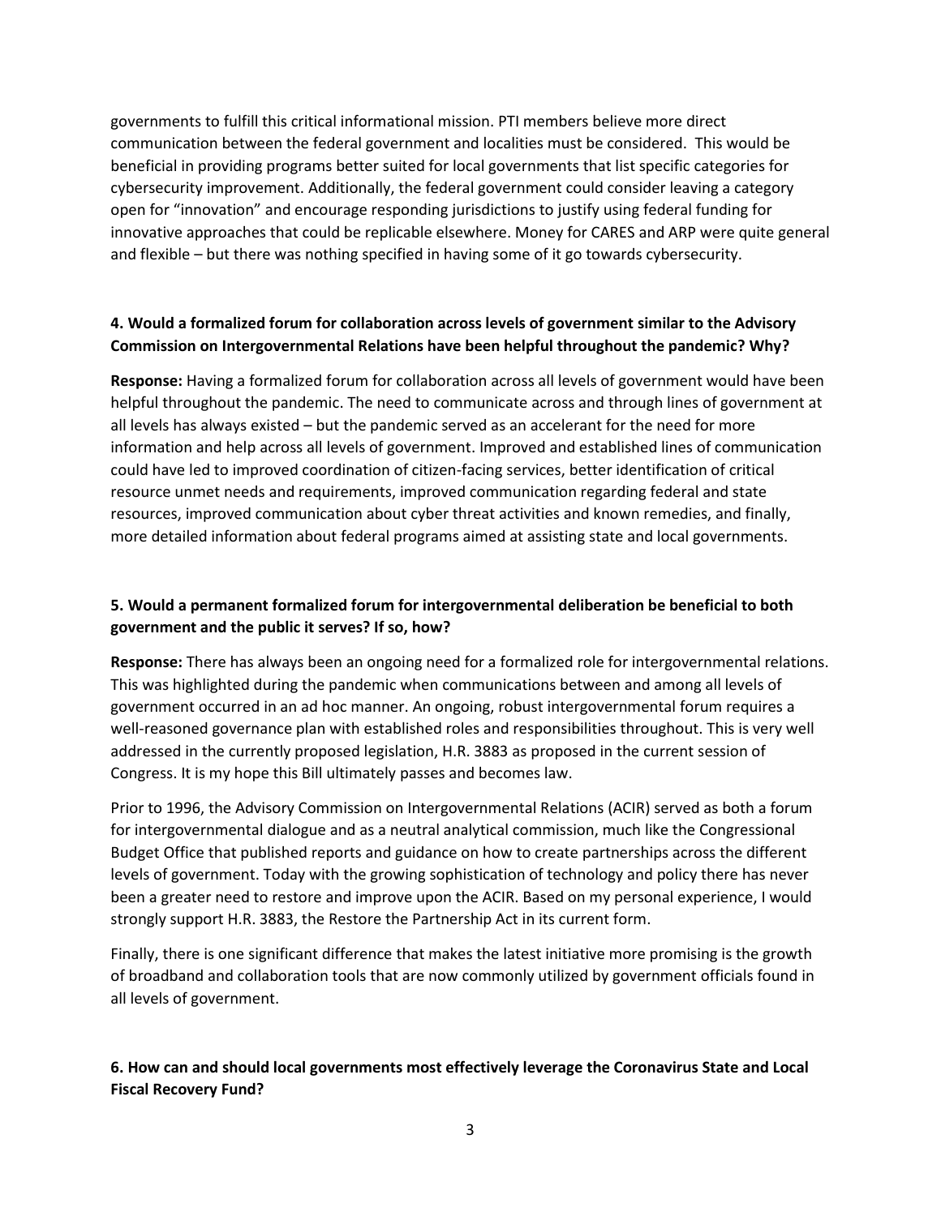governments to fulfill this critical informational mission. PTI members believe more direct communication between the federal government and localities must be considered. This would be beneficial in providing programs better suited for local governments that list specific categories for cybersecurity improvement. Additionally, the federal government could consider leaving a category open for "innovation" and encourage responding jurisdictions to justify using federal funding for innovative approaches that could be replicable elsewhere. Money for CARES and ARP were quite general and flexible – but there was nothing specified in having some of it go towards cybersecurity.

**4. Would a formalized forum for collaboration across levels of government similar to the Advisory Commission on Intergovernmental Relations have been helpful throughout the pandemic? Why?**

**Response:** Having a formalized forum for collaboration across all levels of government would have been helpful throughout the pandemic. The need to communicate across and through lines of government at all levels has always existed – but the pandemic served as an accelerant for the need for more information and help across all levels of government. Improved and established lines of communication could have led to improved coordination of citizen-facing services, better identification of critical resource unmet needs and requirements, improved communication regarding federal and state resources, improved communication about cyber threat activities and known remedies, and finally, more detailed information about federal programs aimed at assisting state and local governments.

**5. Would a permanent formalized forum for intergovernmental deliberation be beneficial to both government and the public it serves? If so, how?**

**Response:** There has always been an ongoing need for a formalized role for intergovernmental relations. This was highlighted during the pandemic when communications between and among all levels of government occurred in an ad hoc manner. An ongoing, robust intergovernmental forum requires a well-reasoned governance plan with established roles and responsibilities throughout. This is very well addressed in the currently proposed legislation, H.R. 3883 as proposed in the current session of Congress. It is my hope this Bill ultimately passes and becomes law.

Prior to 1996, the Advisory Commission on Intergovernmental Relations (ACIR) served as both a forum for intergovernmental dialogue and as a neutral analytical commission, much like the Congressional Budget Office that published reports and guidance on how to create partnerships across the different levels of government. Today with the growing sophistication of technology and policy there has never been a greater need to restore and improve upon the ACIR. Based on my personal experience, I would strongly support H.R. 3883, the Restore the Partnership Act in its current form.

Finally, there is one significant difference that makes the latest initiative more promising is the growth of broadband and collaboration tools that are now commonly utilized by government officials found in all levels of government.

**6. How can and should local governments most effectively leverage the Coronavirus State and Local Fiscal Recovery Fund?**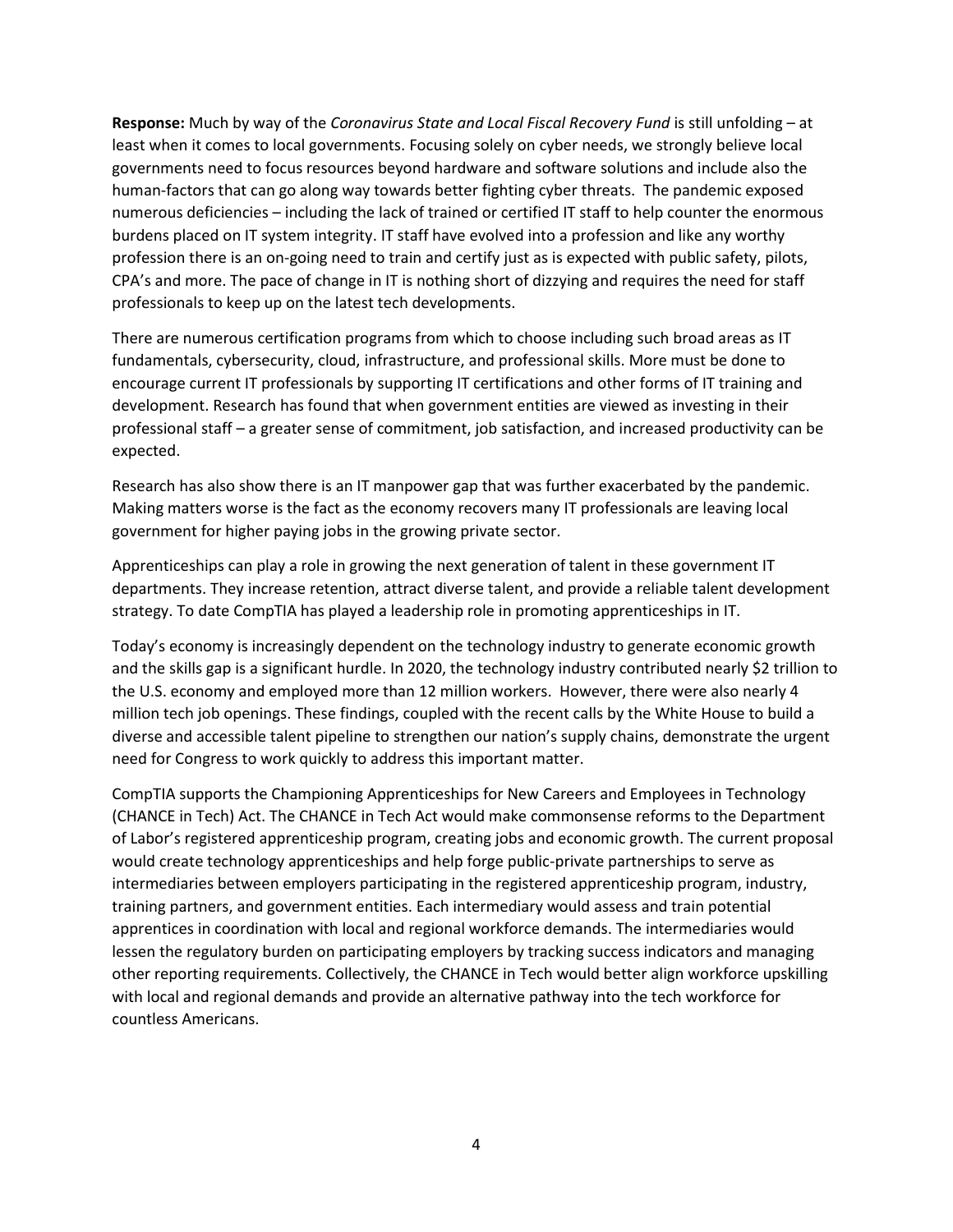**Response:** Much by way of the *Coronavirus State and Local Fiscal Recovery Fund* is still unfolding – at least when it comes to local governments. Focusing solely on cyber needs, we strongly believe local governments need to focus resources beyond hardware and software solutions and include also the human-factors that can go along way towards better fighting cyber threats. The pandemic exposed numerous deficiencies – including the lack of trained or certified IT staff to help counter the enormous burdens placed on IT system integrity. IT staff have evolved into a profession and like any worthy profession there is an on-going need to train and certify just as is expected with public safety, pilots, CPA's and more. The pace of change in IT is nothing short of dizzying and requires the need for staff professionals to keep up on the latest tech developments.

There are numerous certification programs from which to choose including such broad areas as IT fundamentals, cybersecurity, cloud, infrastructure, and professional skills. More must be done to encourage current IT professionals by supporting IT certifications and other forms of IT training and development. Research has found that when government entities are viewed as investing in their professional staff – a greater sense of commitment, job satisfaction, and increased productivity can be expected.

Research has also show there is an IT manpower gap that was further exacerbated by the pandemic. Making matters worse is the fact as the economy recovers many IT professionals are leaving local government for higher paying jobs in the growing private sector.

Apprenticeships can play a role in growing the next generation of talent in these government IT departments. They increase retention, attract diverse talent, and provide a reliable talent development strategy. To date CompTIA has played a leadership role in promoting apprenticeships in IT.

Today's economy is increasingly dependent on the technology industry to generate economic growth and the skills gap is a significant hurdle. In 2020, the technology industry contributed nearly $2 trillion to the U.S. economy and employed more than 12 million workers. However, there were also nearly 4 million tech job openings. These findings, coupled with the recent calls by the White House to build a diverse and accessible talent pipeline to strengthen our nation's supply chains, demonstrate the urgent need for Congress to work quickly to address this important matter.

CompTIA supports the Championing Apprenticeships for New Careers and Employees in Technology (CHANCE in Tech) Act. The CHANCE in Tech Act would make commonsense reforms to the Department of Labor's registered apprenticeship program, creating jobs and economic growth. The current proposal would create technology apprenticeships and help forge public-private partnerships to serve as intermediaries between employers participating in the registered apprenticeship program, industry, training partners, and government entities. Each intermediary would assess and train potential apprentices in coordination with local and regional workforce demands. The intermediaries would lessen the regulatory burden on participating employers by tracking success indicators and managing other reporting requirements. Collectively, the CHANCE in Tech would better align workforce upskilling with local and regional demands and provide an alternative pathway into the tech workforce for countless Americans.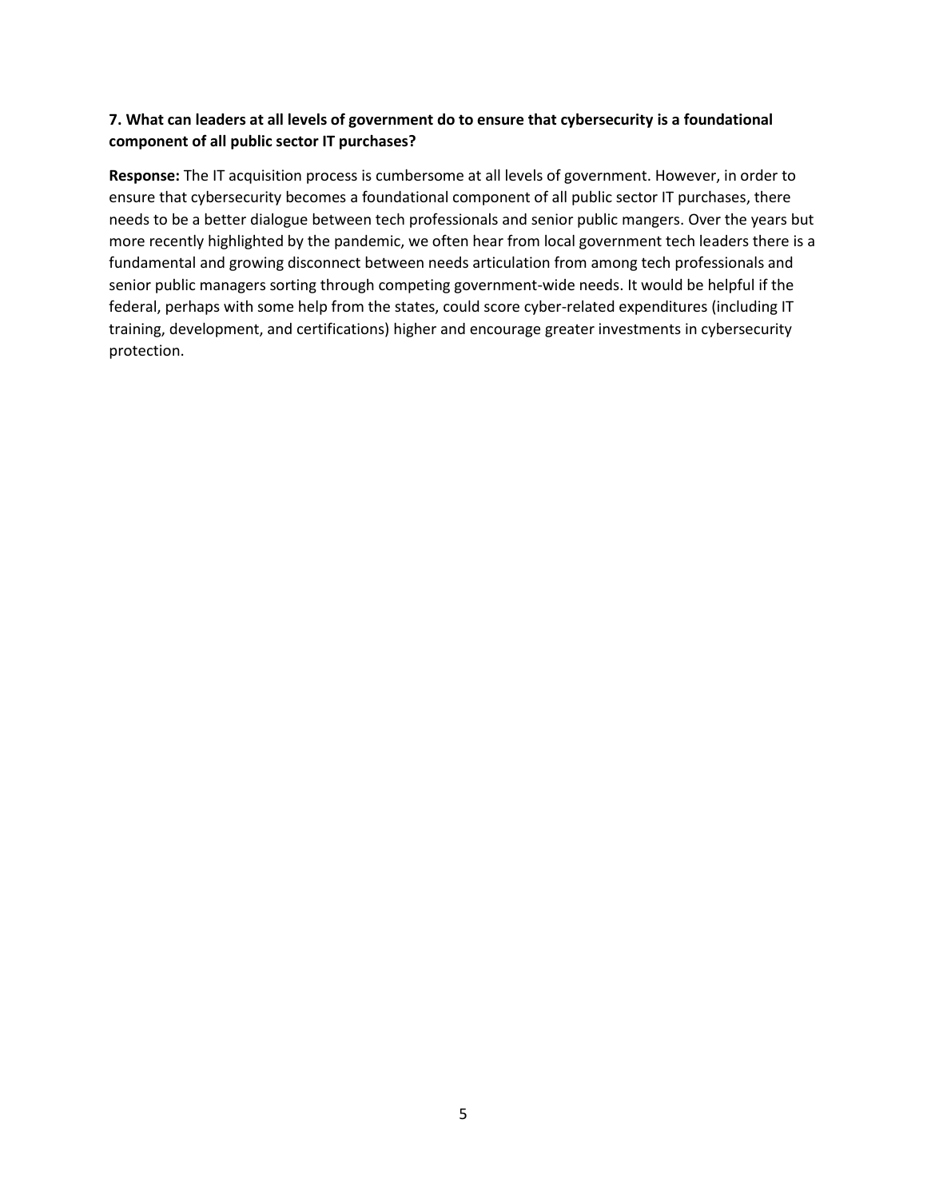**7. What can leaders at all levels of government do to ensure that cybersecurity is a foundational component of all public sector IT purchases?**

**Response:** The IT acquisition process is cumbersome at all levels of government. However, in order to ensure that cybersecurity becomes a foundational component of all public sector IT purchases, there needs to be a better dialogue between tech professionals and senior public mangers. Over the years but more recently highlighted by the pandemic, we often hear from local government tech leaders there is a fundamental and growing disconnect between needs articulation from among tech professionals and senior public managers sorting through competing government-wide needs. It would be helpful if the federal, perhaps with some help from the states, could score cyber-related expenditures (including IT training, development, and certifications) higher and encourage greater investments in cybersecurity protection.